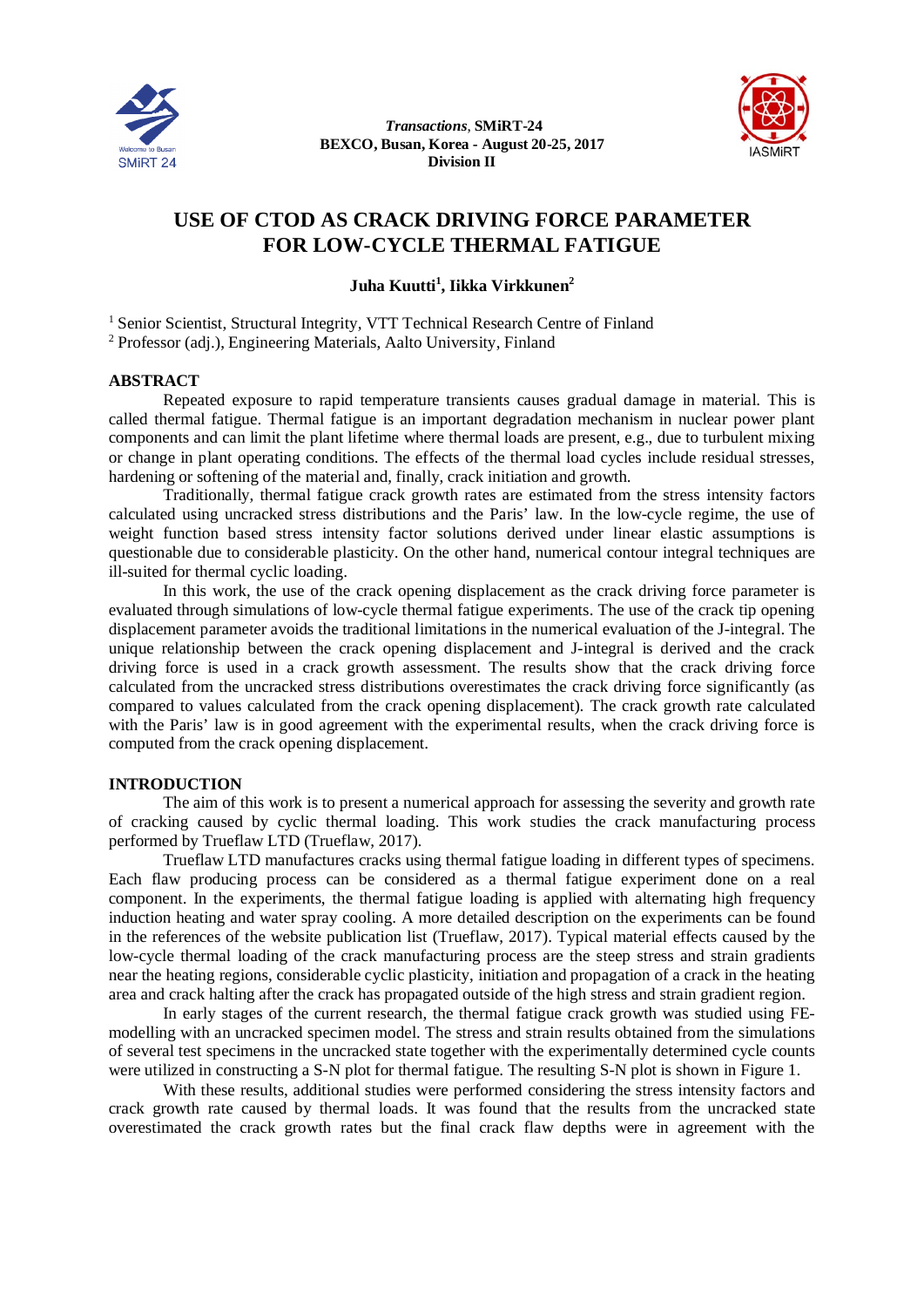*Transactions*, **SMiRT-24**
**BEXCO, Busan, Korea - August 20-25, 2017**
**Division II**

# USE OF CTOD AS CRACK DRIVING FORCE PARAMETER FOR LOW-CYCLE THERMAL FATIGUE

**Juha Kuutti[1], Iikka Virkkunen[2]**

[1] Senior Scientist, Structural Integrity, VTT Technical Research Centre of Finland
[2] Professor (adj.), Engineering Materials, Aalto University, Finland

## ABSTRACT

Repeated exposure to rapid temperature transients causes gradual damage in material. This is called thermal fatigue. Thermal fatigue is an important degradation mechanism in nuclear power plant components and can limit the plant lifetime where thermal loads are present, e.g., due to turbulent mixing or change in plant operating conditions. The effects of the thermal load cycles include residual stresses, hardening or softening of the material and, finally, crack initiation and growth.

Traditionally, thermal fatigue crack growth rates are estimated from the stress intensity factors calculated using uncracked stress distributions and the Paris' law. In the low-cycle regime, the use of weight function based stress intensity factor solutions derived under linear elastic assumptions is questionable due to considerable plasticity. On the other hand, numerical contour integral techniques are ill-suited for thermal cyclic loading.

In this work, the use of the crack opening displacement as the crack driving force parameter is evaluated through simulations of low-cycle thermal fatigue experiments. The use of the crack tip opening displacement parameter avoids the traditional limitations in the numerical evaluation of the J-integral. The unique relationship between the crack opening displacement and J-integral is derived and the crack driving force is used in a crack growth assessment. The results show that the crack driving force calculated from the uncracked stress distributions overestimates the crack driving force significantly (as compared to values calculated from the crack opening displacement). The crack growth rate calculated with the Paris' law is in good agreement with the experimental results, when the crack driving force is computed from the crack opening displacement.

## INTRODUCTION

The aim of this work is to present a numerical approach for assessing the severity and growth rate of cracking caused by cyclic thermal loading. This work studies the crack manufacturing process performed by Trueflaw LTD (Trueflaw, 2017).

Trueflaw LTD manufactures cracks using thermal fatigue loading in different types of specimens. Each flaw producing process can be considered as a thermal fatigue experiment done on a real component. In the experiments, the thermal fatigue loading is applied with alternating high frequency induction heating and water spray cooling. A more detailed description on the experiments can be found in the references of the website publication list (Trueflaw, 2017). Typical material effects caused by the low-cycle thermal loading of the crack manufacturing process are the steep stress and strain gradients near the heating regions, considerable cyclic plasticity, initiation and propagation of a crack in the heating area and crack halting after the crack has propagated outside of the high stress and strain gradient region.

In early stages of the current research, the thermal fatigue crack growth was studied using FE-modelling with an uncracked specimen model. The stress and strain results obtained from the simulations of several test specimens in the uncracked state together with the experimentally determined cycle counts were utilized in constructing a S-N plot for thermal fatigue. The resulting S-N plot is shown in Figure 1.

With these results, additional studies were performed considering the stress intensity factors and crack growth rate caused by thermal loads. It was found that the results from the uncracked state overestimated the crack growth rates but the final crack flaw depths were in agreement with the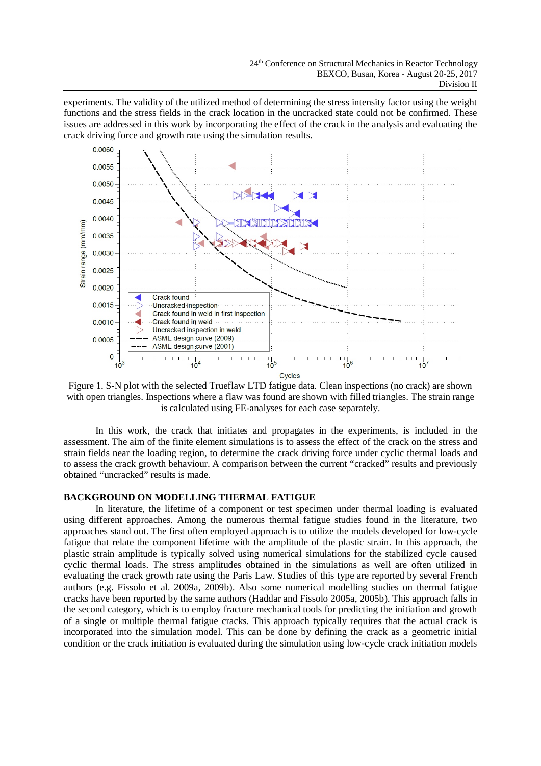experiments. The validity of the utilized method of determining the stress intensity factor using the weight functions and the stress fields in the crack location in the uncracked state could not be confirmed. These issues are addressed in this work by incorporating the effect of the crack in the analysis and evaluating the crack driving force and growth rate using the simulation results.

Figure 1. S-N plot with the selected Trueflaw LTD fatigue data. Clean inspections (no crack) are shown with open triangles. Inspections where a flaw was found are shown with filled triangles. The strain range is calculated using FE-analyses for each case separately.

In this work, the crack that initiates and propagates in the experiments, is included in the assessment. The aim of the finite element simulations is to assess the effect of the crack on the stress and strain fields near the loading region, to determine the crack driving force under cyclic thermal loads and to assess the crack growth behaviour. A comparison between the current "cracked" results and previously obtained "uncracked" results is made.

## BACKGROUND ON MODELLING THERMAL FATIGUE

In literature, the lifetime of a component or test specimen under thermal loading is evaluated using different approaches. Among the numerous thermal fatigue studies found in the literature, two approaches stand out. The first often employed approach is to utilize the models developed for low-cycle fatigue that relate the component lifetime with the amplitude of the plastic strain. In this approach, the plastic strain amplitude is typically solved using numerical simulations for the stabilized cycle caused cyclic thermal loads. The stress amplitudes obtained in the simulations as well are often utilized in evaluating the crack growth rate using the Paris Law. Studies of this type are reported by several French authors (e.g. Fissolo et al. 2009a, 2009b). Also some numerical modelling studies on thermal fatigue cracks have been reported by the same authors (Haddar and Fissolo 2005a, 2005b). This approach falls in the second category, which is to employ fracture mechanical tools for predicting the initiation and growth of a single or multiple thermal fatigue cracks. This approach typically requires that the actual crack is incorporated into the simulation model. This can be done by defining the crack as a geometric initial condition or the crack initiation is evaluated during the simulation using low-cycle crack initiation models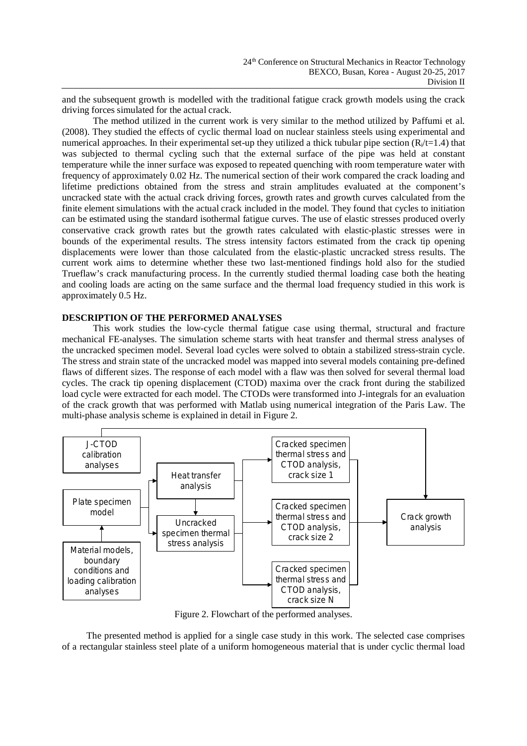and the subsequent growth is modelled with the traditional fatigue crack growth models using the crack driving forces simulated for the actual crack.

The method utilized in the current work is very similar to the method utilized by Paffumi et al. (2008). They studied the effects of cyclic thermal load on nuclear stainless steels using experimental and numerical approaches. In their experimental set-up they utilized a thick tubular pipe section ($R_i/t=1.4$) that was subjected to thermal cycling such that the external surface of the pipe was held at constant temperature while the inner surface was exposed to repeated quenching with room temperature water with frequency of approximately 0.02 Hz. The numerical section of their work compared the crack loading and lifetime predictions obtained from the stress and strain amplitudes evaluated at the component's uncracked state with the actual crack driving forces, growth rates and growth curves calculated from the finite element simulations with the actual crack included in the model. They found that cycles to initiation can be estimated using the standard isothermal fatigue curves. The use of elastic stresses produced overly conservative crack growth rates but the growth rates calculated with elastic-plastic stresses were in bounds of the experimental results. The stress intensity factors estimated from the crack tip opening displacements were lower than those calculated from the elastic-plastic uncracked stress results. The current work aims to determine whether these two last-mentioned findings hold also for the studied Trueflaw's crack manufacturing process. In the currently studied thermal loading case both the heating and cooling loads are acting on the same surface and the thermal load frequency studied in this work is approximately 0.5 Hz.

## DESCRIPTION OF THE PERFORMED ANALYSES

This work studies the low-cycle thermal fatigue case using thermal, structural and fracture mechanical FE-analyses. The simulation scheme starts with heat transfer and thermal stress analyses of the uncracked specimen model. Several load cycles were solved to obtain a stabilized stress-strain cycle. The stress and strain state of the uncracked model was mapped into several models containing pre-defined flaws of different sizes. The response of each model with a flaw was then solved for several thermal load cycles. The crack tip opening displacement (CTOD) maxima over the crack front during the stabilized load cycle were extracted for each model. The CTODs were transformed into J-integrals for an evaluation of the crack growth that was performed with Matlab using numerical integration of the Paris Law. The multi-phase analysis scheme is explained in detail in Figure 2.

```
J-CTOD calibration analyses ----------------------------------------------> Crack growth analysis

Material models, boundary conditions and loading calibration analyses
        |
        v
Plate specimen model --> Heat transfer analysis --> Cracked specimen thermal stress and CTOD analysis, crack size 1
                     |           |
                     |           v
                     --> Uncracked specimen thermal stress analysis --> Cracked specimen thermal stress and CTOD analysis, crack size 2
                                                                    --> Cracked specimen thermal stress and CTOD analysis, crack size N

Cracked specimen analyses (crack sizes 1, 2, ..., N) --> Crack growth analysis
```

Figure 2. Flowchart of the performed analyses.

The presented method is applied for a single case study in this work. The selected case comprises of a rectangular stainless steel plate of a uniform homogeneous material that is under cyclic thermal load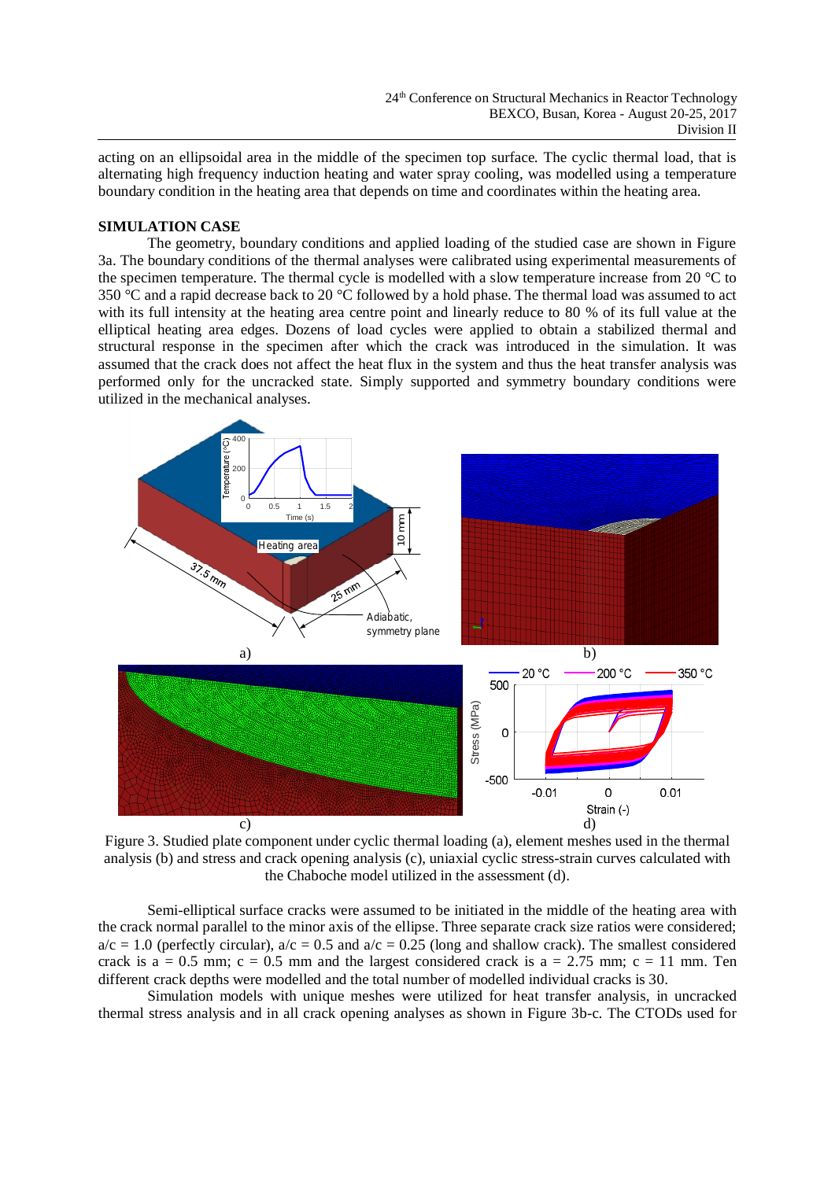acting on an ellipsoidal area in the middle of the specimen top surface. The cyclic thermal load, that is alternating high frequency induction heating and water spray cooling, was modelled using a temperature boundary condition in the heating area that depends on time and coordinates within the heating area.

## SIMULATION CASE

The geometry, boundary conditions and applied loading of the studied case are shown in Figure 3a. The boundary conditions of the thermal analyses were calibrated using experimental measurements of the specimen temperature. The thermal cycle is modelled with a slow temperature increase from 20 °C to 350 °C and a rapid decrease back to 20 °C followed by a hold phase. The thermal load was assumed to act with its full intensity at the heating area centre point and linearly reduce to 80 % of its full value at the elliptical heating area edges. Dozens of load cycles were applied to obtain a stabilized thermal and structural response in the specimen after which the crack was introduced in the simulation. It was assumed that the crack does not affect the heat flux in the system and thus the heat transfer analysis was performed only for the uncracked state. Simply supported and symmetry boundary conditions were utilized in the mechanical analyses.

Figure 3. Studied plate component under cyclic thermal loading (a), element meshes used in the thermal analysis (b) and stress and crack opening analysis (c), uniaxial cyclic stress-strain curves calculated with the Chaboche model utilized in the assessment (d).

Semi-elliptical surface cracks were assumed to be initiated in the middle of the heating area with the crack normal parallel to the minor axis of the ellipse. Three separate crack size ratios were considered; $a/c = 1.0$ (perfectly circular), $a/c = 0.5$ and $a/c = 0.25$ (long and shallow crack). The smallest considered crack is $a = 0.5$ mm; $c = 0.5$ mm and the largest considered crack is $a = 2.75$ mm; $c = 11$ mm. Ten different crack depths were modelled and the total number of modelled individual cracks is 30.

Simulation models with unique meshes were utilized for heat transfer analysis, in uncracked thermal stress analysis and in all crack opening analyses as shown in Figure 3b-c. The CTODs used for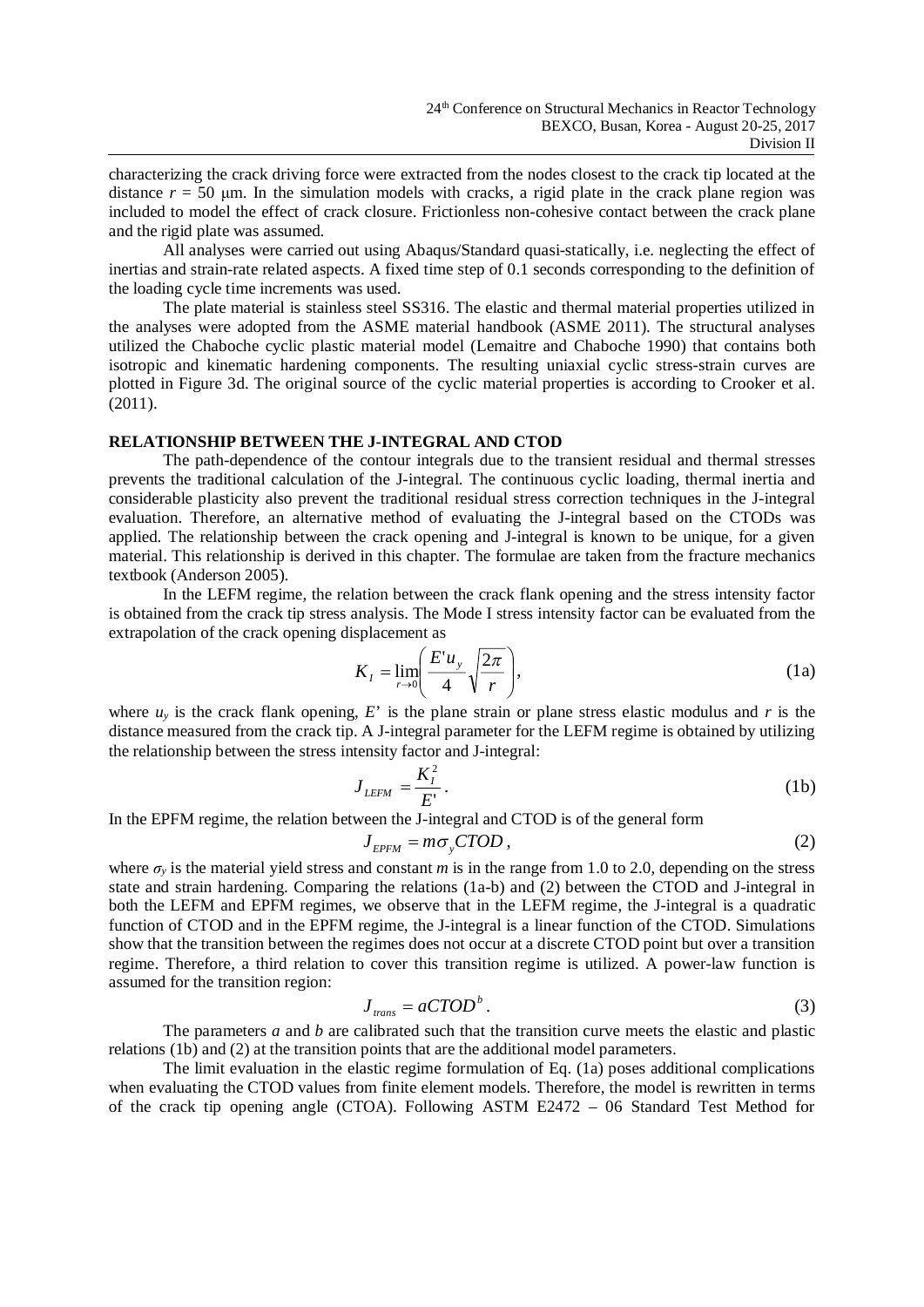characterizing the crack driving force were extracted from the nodes closest to the crack tip located at the distance $r$ = 50 μm. In the simulation models with cracks, a rigid plate in the crack plane region was included to model the effect of crack closure. Frictionless non-cohesive contact between the crack plane and the rigid plate was assumed.

All analyses were carried out using Abaqus/Standard quasi-statically, i.e. neglecting the effect of inertias and strain-rate related aspects. A fixed time step of 0.1 seconds corresponding to the definition of the loading cycle time increments was used.

The plate material is stainless steel SS316. The elastic and thermal material properties utilized in the analyses were adopted from the ASME material handbook (ASME 2011). The structural analyses utilized the Chaboche cyclic plastic material model (Lemaitre and Chaboche 1990) that contains both isotropic and kinematic hardening components. The resulting uniaxial cyclic stress-strain curves are plotted in Figure 3d. The original source of the cyclic material properties is according to Crooker et al. (2011).

## RELATIONSHIP BETWEEN THE J-INTEGRAL AND CTOD

The path-dependence of the contour integrals due to the transient residual and thermal stresses prevents the traditional calculation of the J-integral. The continuous cyclic loading, thermal inertia and considerable plasticity also prevent the traditional residual stress correction techniques in the J-integral evaluation. Therefore, an alternative method of evaluating the J-integral based on the CTODs was applied. The relationship between the crack opening and J-integral is known to be unique, for a given material. This relationship is derived in this chapter. The formulae are taken from the fracture mechanics textbook (Anderson 2005).

In the LEFM regime, the relation between the crack flank opening and the stress intensity factor is obtained from the crack tip stress analysis. The Mode I stress intensity factor can be evaluated from the extrapolation of the crack opening displacement as

$$K_I = \lim_{r \to 0} \left( \frac{E' u_y}{4} \sqrt{\frac{2\pi}{r}} \right), \tag{1a}$$

where $u_y$ is the crack flank opening, $E'$ is the plane strain or plane stress elastic modulus and $r$ is the distance measured from the crack tip. A J-integral parameter for the LEFM regime is obtained by utilizing the relationship between the stress intensity factor and J-integral:

$$J_{LEFM} = \frac{K_I^2}{E'}. \tag{1b}$$

In the EPFM regime, the relation between the J-integral and CTOD is of the general form

$$J_{EPFM} = m \sigma_y CTOD, \tag{2}$$

where $\sigma_y$ is the material yield stress and constant $m$ is in the range from 1.0 to 2.0, depending on the stress state and strain hardening. Comparing the relations (1a-b) and (2) between the CTOD and J-integral in both the LEFM and EPFM regimes, we observe that in the LEFM regime, the J-integral is a quadratic function of CTOD and in the EPFM regime, the J-integral is a linear function of the CTOD. Simulations show that the transition between the regimes does not occur at a discrete CTOD point but over a transition regime. Therefore, a third relation to cover this transition regime is utilized. A power-law function is assumed for the transition region:

$$J_{trans} = a CTOD^b. \tag{3}$$

The parameters $a$ and $b$ are calibrated such that the transition curve meets the elastic and plastic relations (1b) and (2) at the transition points that are the additional model parameters.

The limit evaluation in the elastic regime formulation of Eq. (1a) poses additional complications when evaluating the CTOD values from finite element models. Therefore, the model is rewritten in terms of the crack tip opening angle (CTOA). Following ASTM E2472 – 06 Standard Test Method for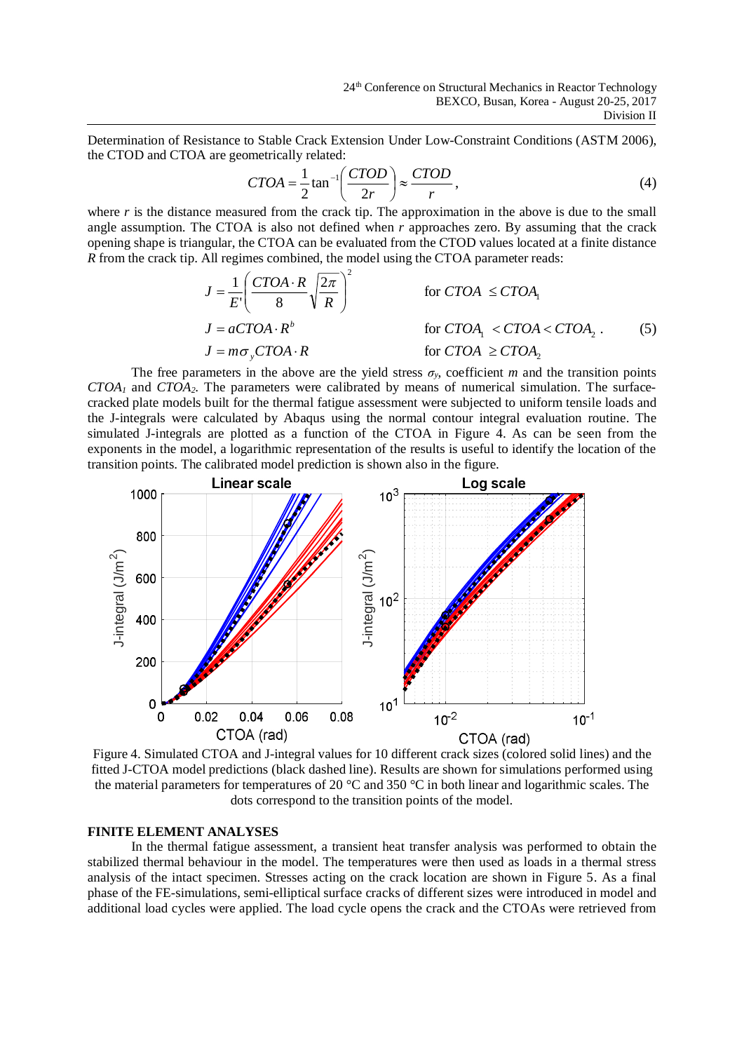Determination of Resistance to Stable Crack Extension Under Low-Constraint Conditions (ASTM 2006), the CTOD and CTOA are geometrically related:

$$CTOA = \frac{1}{2}\tan^{-1}\left(\frac{CTOD}{2r}\right) \approx \frac{CTOD}{r}, \tag{4}$$

where $r$ is the distance measured from the crack tip. The approximation in the above is due to the small angle assumption. The CTOA is also not defined when $r$ approaches zero. By assuming that the crack opening shape is triangular, the CTOA can be evaluated from the CTOD values located at a finite distance $R$ from the crack tip. All regimes combined, the model using the CTOA parameter reads:

$$\begin{aligned}
J &= \frac{1}{E'}\left(\frac{CTOA \cdot R}{8}\sqrt{\frac{2\pi}{R}}\right)^2 && \text{for } CTOA \le CTOA_1 \\
J &= aCTOA \cdot R^b && \text{for } CTOA_1 < CTOA < CTOA_2 \,. \\
J &= m\sigma_y CTOA \cdot R && \text{for } CTOA \ge CTOA_2
\end{aligned} \tag{5}$$

The free parameters in the above are the yield stress $\sigma_y$, coefficient $m$ and the transition points $CTOA_1$ and $CTOA_2$. The parameters were calibrated by means of numerical simulation. The surface-cracked plate models built for the thermal fatigue assessment were subjected to uniform tensile loads and the J-integrals were calculated by Abaqus using the normal contour integral evaluation routine. The simulated J-integrals are plotted as a function of the CTOA in Figure 4. As can be seen from the exponents in the model, a logarithmic representation of the results is useful to identify the location of the transition points. The calibrated model prediction is shown also in the figure.

Figure 4. Simulated CTOA and J-integral values for 10 different crack sizes (colored solid lines) and the fitted J-CTOA model predictions (black dashed line). Results are shown for simulations performed using the material parameters for temperatures of 20 °C and 350 °C in both linear and logarithmic scales. The dots correspond to the transition points of the model.

## FINITE ELEMENT ANALYSES

In the thermal fatigue assessment, a transient heat transfer analysis was performed to obtain the stabilized thermal behaviour in the model. The temperatures were then used as loads in a thermal stress analysis of the intact specimen. Stresses acting on the crack location are shown in Figure 5. As a final phase of the FE-simulations, semi-elliptical surface cracks of different sizes were introduced in model and additional load cycles were applied. The load cycle opens the crack and the CTOAs were retrieved from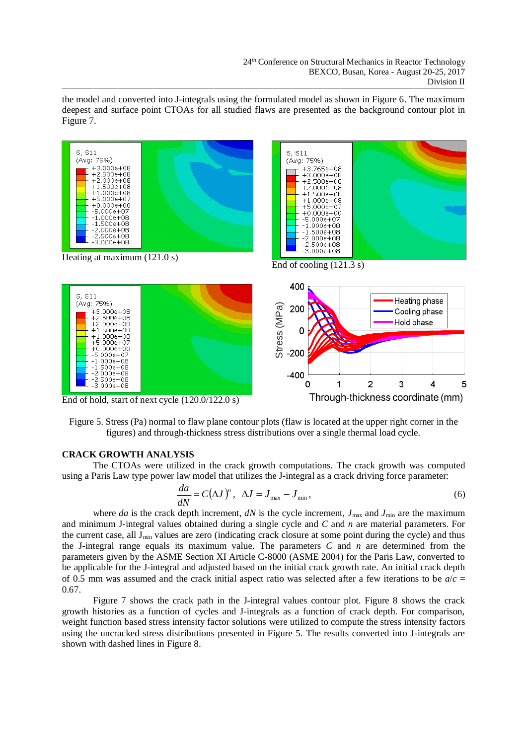the model and converted into J-integrals using the formulated model as shown in Figure 6. The maximum deepest and surface point CTOAs for all studied flaws are presented as the background contour plot in Figure 7.

Heating at maximum (121.0 s)

End of cooling (121.3 s)

End of hold, start of next cycle (120.0/122.0 s)

Figure 5. Stress (Pa) normal to flaw plane contour plots (flaw is located at the upper right corner in the figures) and through-thickness stress distributions over a single thermal load cycle.

## CRACK GROWTH ANALYSIS

The CTOAs were utilized in the crack growth computations. The crack growth was computed using a Paris Law type power law model that utilizes the J-integral as a crack driving force parameter:

$$\frac{da}{dN} = C(\Delta J)^n, \quad \Delta J = J_{\max} - J_{\min}, \tag{6}$$

where $da$ is the crack depth increment, $dN$ is the cycle increment, $J_{\max}$ and $J_{\min}$ are the maximum and minimum J-integral values obtained during a single cycle and $C$ and $n$ are material parameters. For the current case, all $J_{\min}$ values are zero (indicating crack closure at some point during the cycle) and thus the J-integral range equals its maximum value. The parameters $C$ and $n$ are determined from the parameters given by the ASME Section XI Article C-8000 (ASME 2004) for the Paris Law, converted to be applicable for the J-integral and adjusted based on the initial crack growth rate. An initial crack depth of 0.5 mm was assumed and the crack initial aspect ratio was selected after a few iterations to be $a/c$ = 0.67.

Figure 7 shows the crack path in the J-integral values contour plot. Figure 8 shows the crack growth histories as a function of cycles and J-integrals as a function of crack depth. For comparison, weight function based stress intensity factor solutions were utilized to compute the stress intensity factors using the uncracked stress distributions presented in Figure 5. The results converted into J-integrals are shown with dashed lines in Figure 8.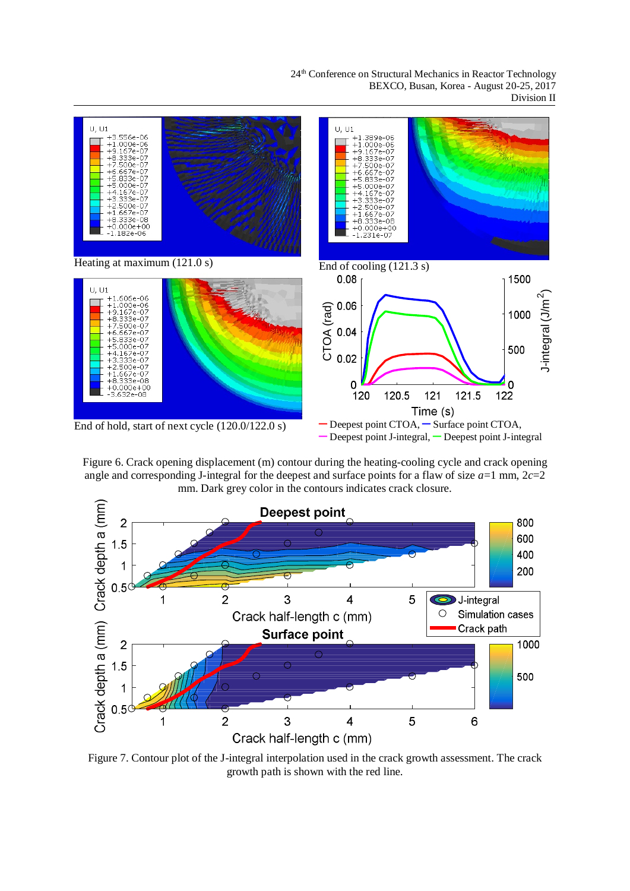Figure 6. Crack opening displacement (m) contour during the heating-cooling cycle and crack opening angle and corresponding J-integral for the deepest and surface points for a flaw of size $a$=1 mm, $2c$=2 mm. Dark grey color in the contours indicates crack closure.

Figure 7. Contour plot of the J-integral interpolation used in the crack growth assessment. The crack growth path is shown with the red line.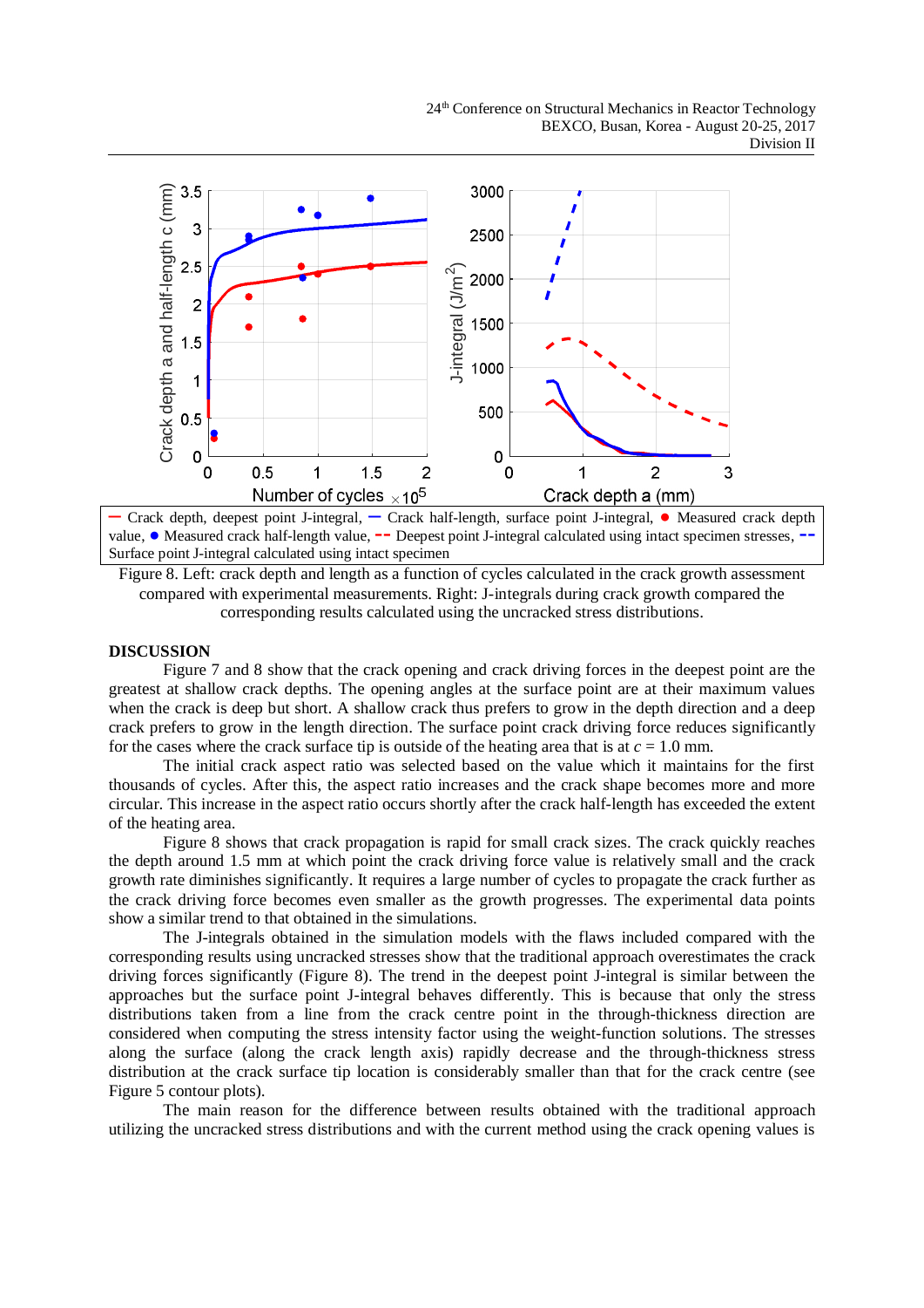— Crack depth, deepest point J-integral, — Crack half-length, surface point J-integral, ● Measured crack depth value, ● Measured crack half-length value, -- Deepest point J-integral calculated using intact specimen stresses, -- Surface point J-integral calculated using intact specimen

Figure 8. Left: crack depth and length as a function of cycles calculated in the crack growth assessment compared with experimental measurements. Right: J-integrals during crack growth compared the corresponding results calculated using the uncracked stress distributions.

## DISCUSSION

Figure 7 and 8 show that the crack opening and crack driving forces in the deepest point are the greatest at shallow crack depths. The opening angles at the surface point are at their maximum values when the crack is deep but short. A shallow crack thus prefers to grow in the depth direction and a deep crack prefers to grow in the length direction. The surface point crack driving force reduces significantly for the cases where the crack surface tip is outside of the heating area that is at $c = 1.0$ mm.

The initial crack aspect ratio was selected based on the value which it maintains for the first thousands of cycles. After this, the aspect ratio increases and the crack shape becomes more and more circular. This increase in the aspect ratio occurs shortly after the crack half-length has exceeded the extent of the heating area.

Figure 8 shows that crack propagation is rapid for small crack sizes. The crack quickly reaches the depth around 1.5 mm at which point the crack driving force value is relatively small and the crack growth rate diminishes significantly. It requires a large number of cycles to propagate the crack further as the crack driving force becomes even smaller as the growth progresses. The experimental data points show a similar trend to that obtained in the simulations.

The J-integrals obtained in the simulation models with the flaws included compared with the corresponding results using uncracked stresses show that the traditional approach overestimates the crack driving forces significantly (Figure 8). The trend in the deepest point J-integral is similar between the approaches but the surface point J-integral behaves differently. This is because that only the stress distributions taken from a line from the crack centre point in the through-thickness direction are considered when computing the stress intensity factor using the weight-function solutions. The stresses along the surface (along the crack length axis) rapidly decrease and the through-thickness stress distribution at the crack surface tip location is considerably smaller than that for the crack centre (see Figure 5 contour plots).

The main reason for the difference between results obtained with the traditional approach utilizing the uncracked stress distributions and with the current method using the crack opening values is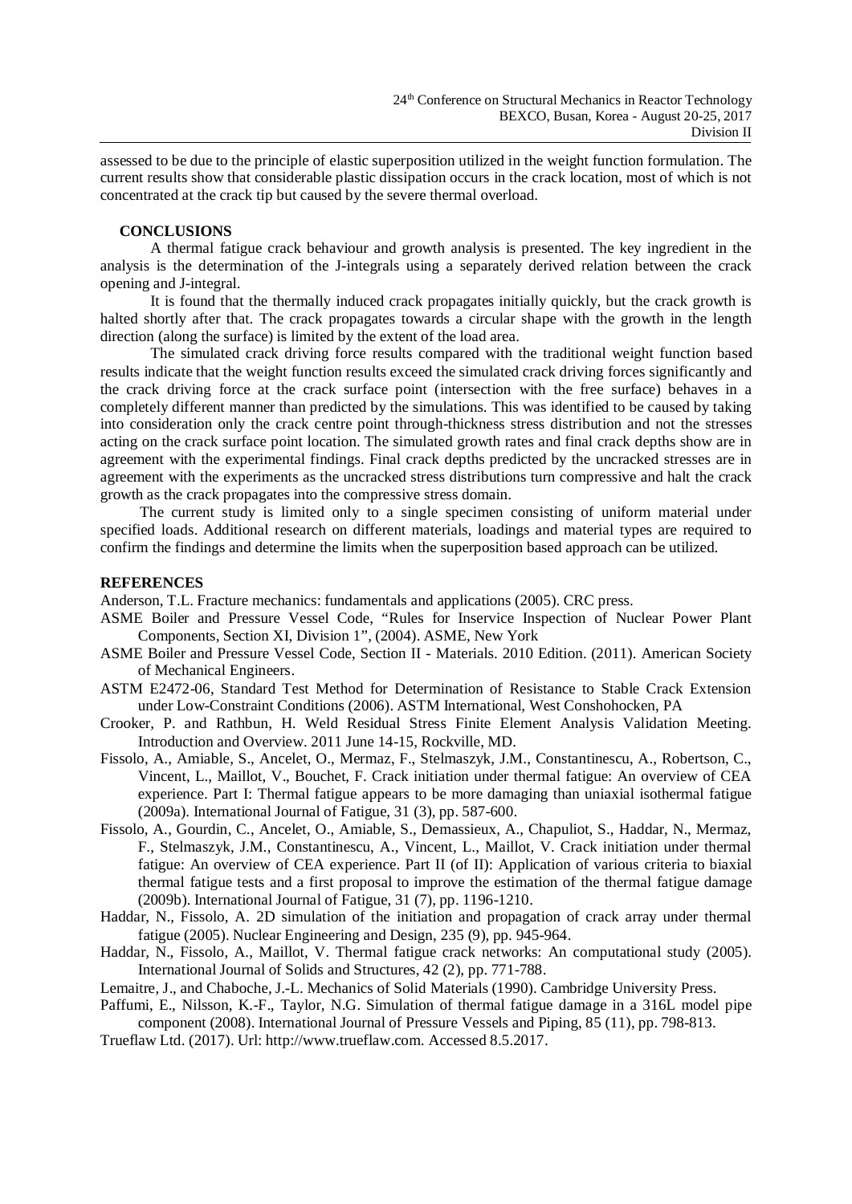assessed to be due to the principle of elastic superposition utilized in the weight function formulation. The current results show that considerable plastic dissipation occurs in the crack location, most of which is not concentrated at the crack tip but caused by the severe thermal overload.

## CONCLUSIONS

A thermal fatigue crack behaviour and growth analysis is presented. The key ingredient in the analysis is the determination of the J-integrals using a separately derived relation between the crack opening and J-integral.

It is found that the thermally induced crack propagates initially quickly, but the crack growth is halted shortly after that. The crack propagates towards a circular shape with the growth in the length direction (along the surface) is limited by the extent of the load area.

The simulated crack driving force results compared with the traditional weight function based results indicate that the weight function results exceed the simulated crack driving forces significantly and the crack driving force at the crack surface point (intersection with the free surface) behaves in a completely different manner than predicted by the simulations. This was identified to be caused by taking into consideration only the crack centre point through-thickness stress distribution and not the stresses acting on the crack surface point location. The simulated growth rates and final crack depths show are in agreement with the experimental findings. Final crack depths predicted by the uncracked stresses are in agreement with the experiments as the uncracked stress distributions turn compressive and halt the crack growth as the crack propagates into the compressive stress domain.

The current study is limited only to a single specimen consisting of uniform material under specified loads. Additional research on different materials, loadings and material types are required to confirm the findings and determine the limits when the superposition based approach can be utilized.

## REFERENCES

Anderson, T.L. Fracture mechanics: fundamentals and applications (2005). CRC press.

ASME Boiler and Pressure Vessel Code, "Rules for Inservice Inspection of Nuclear Power Plant Components, Section XI, Division 1", (2004). ASME, New York

ASME Boiler and Pressure Vessel Code, Section II - Materials. 2010 Edition. (2011). American Society of Mechanical Engineers.

ASTM E2472-06, Standard Test Method for Determination of Resistance to Stable Crack Extension under Low-Constraint Conditions (2006). ASTM International, West Conshohocken, PA

Crooker, P. and Rathbun, H. Weld Residual Stress Finite Element Analysis Validation Meeting. Introduction and Overview. 2011 June 14-15, Rockville, MD.

Fissolo, A., Amiable, S., Ancelet, O., Mermaz, F., Stelmaszyk, J.M., Constantinescu, A., Robertson, C., Vincent, L., Maillot, V., Bouchet, F. Crack initiation under thermal fatigue: An overview of CEA experience. Part I: Thermal fatigue appears to be more damaging than uniaxial isothermal fatigue (2009a). International Journal of Fatigue, 31 (3), pp. 587-600.

Fissolo, A., Gourdin, C., Ancelet, O., Amiable, S., Demassieux, A., Chapuliot, S., Haddar, N., Mermaz, F., Stelmaszyk, J.M., Constantinescu, A., Vincent, L., Maillot, V. Crack initiation under thermal fatigue: An overview of CEA experience. Part II (of II): Application of various criteria to biaxial thermal fatigue tests and a first proposal to improve the estimation of the thermal fatigue damage (2009b). International Journal of Fatigue, 31 (7), pp. 1196-1210.

Haddar, N., Fissolo, A. 2D simulation of the initiation and propagation of crack array under thermal fatigue (2005). Nuclear Engineering and Design, 235 (9), pp. 945-964.

Haddar, N., Fissolo, A., Maillot, V. Thermal fatigue crack networks: An computational study (2005). International Journal of Solids and Structures, 42 (2), pp. 771-788.

Lemaitre, J., and Chaboche, J.-L. Mechanics of Solid Materials (1990). Cambridge University Press.

Paffumi, E., Nilsson, K.-F., Taylor, N.G. Simulation of thermal fatigue damage in a 316L model pipe component (2008). International Journal of Pressure Vessels and Piping, 85 (11), pp. 798-813.

Trueflaw Ltd. (2017). Url: http://www.trueflaw.com. Accessed 8.5.2017.